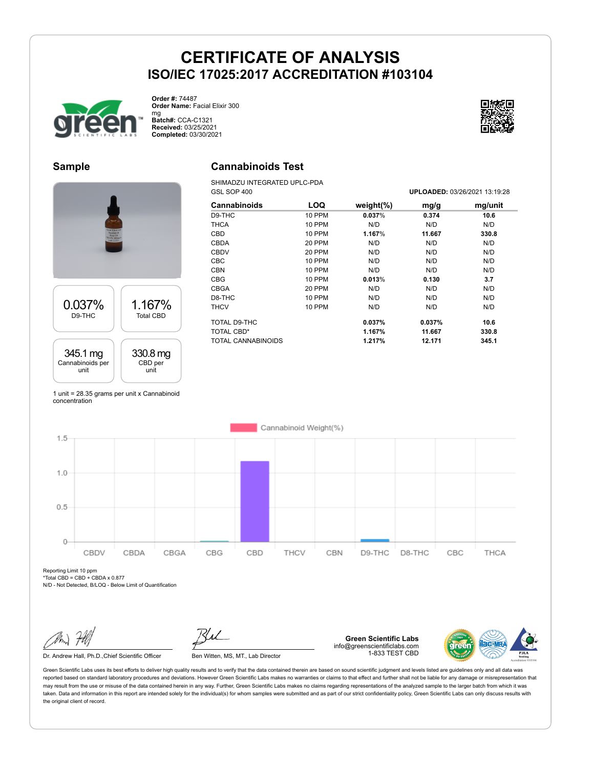# CERTIFICATE OF ANALYSIS
## ISO/IEC 17025:2017 ACCREDITATION #103104

**Order #:** 74487
**Order Name:** Facial Elixir 300 mg
**Batch#:** CCA-C1321
**Received:** 03/25/2021
**Completed:** 03/30/2021

## Sample

| 0.037% D9-THC | 1.167% Total CBD |
|---|---|
| **345.1 mg** Cannabinoids per unit | **330.8 mg** CBD per unit |

1 unit = 28.35 grams per unit x Cannabinoid concentration

## Cannabinoids Test

SHIMADZU INTEGRATED UPLC-PDA
GSL SOP 400

**UPLOADED:** 03/26/2021 13:19:28

| Cannabinoids | LOQ | weight(%) | mg/g | mg/unit |
|---|---|---|---|---|
| D9-THC | 10 PPM | 0.037% | 0.374 | 10.6 |
| THCA | 10 PPM | N/D | N/D | N/D |
| CBD | 10 PPM | 1.167% | 11.667 | 330.8 |
| CBDA | 20 PPM | N/D | N/D | N/D |
| CBDV | 20 PPM | N/D | N/D | N/D |
| CBC | 10 PPM | N/D | N/D | N/D |
| CBN | 10 PPM | N/D | N/D | N/D |
| CBG | 10 PPM | 0.013% | 0.130 | 3.7 |
| CBGA | 20 PPM | N/D | N/D | N/D |
| D8-THC | 10 PPM | N/D | N/D | N/D |
| THCV | 10 PPM | N/D | N/D | N/D |
| TOTAL D9-THC | | 0.037% | 0.037% | 10.6 |
| TOTAL CBD* | | 1.167% | 11.667 | 330.8 |
| TOTAL CANNABINOIDS | | 1.217% | 12.171 | 345.1 |

Cannabinoid Weight(%)

| Cannabinoid | Weight (%) |
|---|---|
| CBDV | 0 |
| CBDA | 0 |
| CBGA | 0 |
| CBG | 0.013 |
| CBD | 1.167 |
| THCV | 0 |
| CBN | 0 |
| D9-THC | 0.037 |
| D8-THC | 0 |
| CBC | 0 |
| THCA | 0 |

Reporting Limit 10 ppm
*Total CBD = CBD + CBDA x 0.877
N/D - Not Detected, B/LOQ - Below Limit of Quantification

Dr. Andrew Hall, Ph.D.,Chief Scientific Officer

Ben Witten, MS, MT., Lab Director

**Green Scientific Labs**
info@greenscientificlabs.com
1-833 TEST CBD

Green Scientific Labs uses its best efforts to deliver high quality results and to verify that the data contained therein are based on sound scientific judgment and levels listed are guidelines only and all data was reported based on standard laboratory procedures and deviations. However Green Scientific Labs makes no warranties or claims to that effect and further shall not be liable for any damage or misrepresentation that may result from the use or misuse of the data contained herein in any way. Further, Green Scientific Labs makes no claims regarding representations of the analyzed sample to the larger batch from which it was taken. Data and information in this report are intended solely for the individual(s) for whom samples were submitted and as part of our strict confidentiality policy, Green Scientific Labs can only discuss results with the original client of record.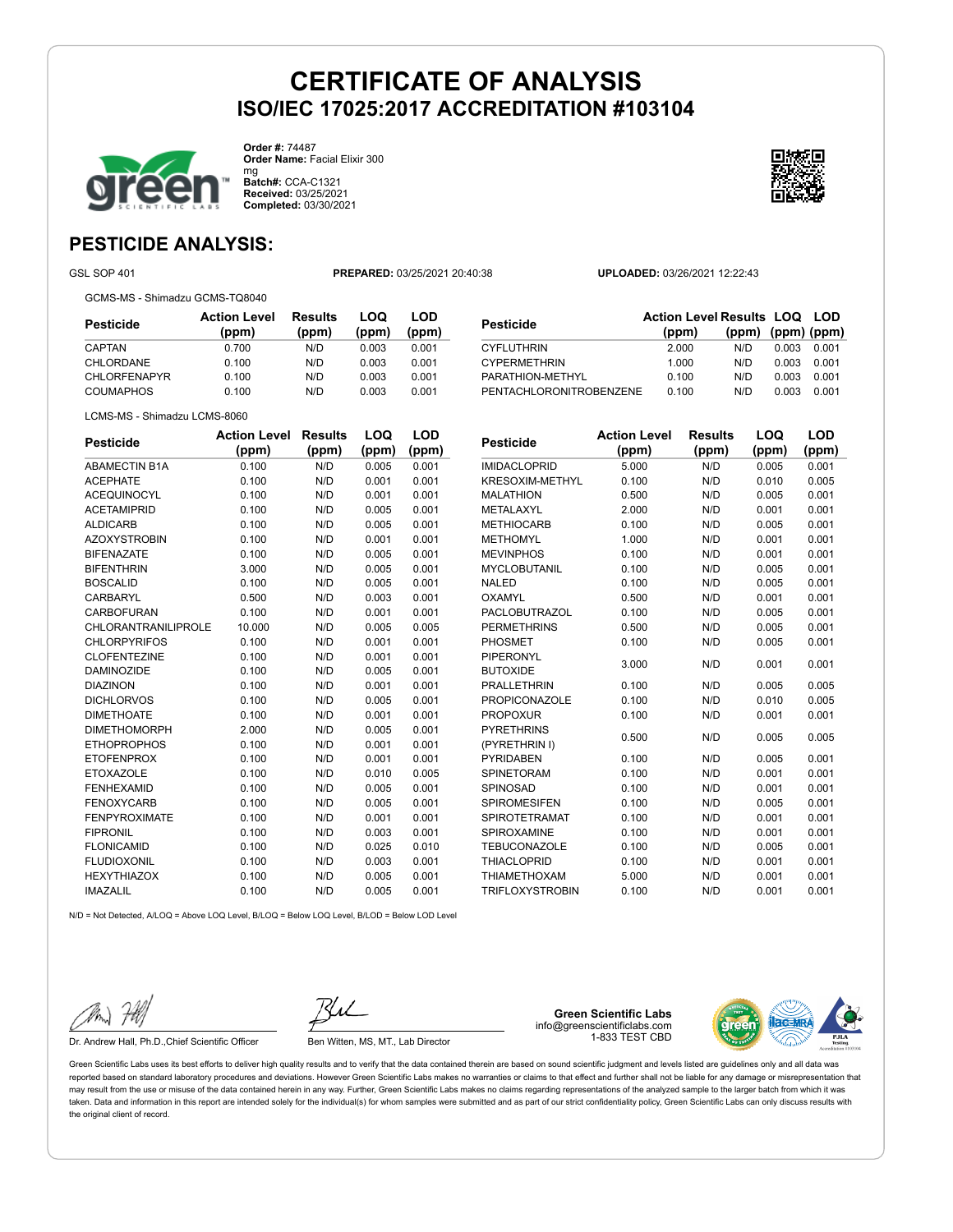# CERTIFICATE OF ANALYSIS
## ISO/IEC 17025:2017 ACCREDITATION #103104

**Order #:** 74487
**Order Name:** Facial Elixir 300 mg
**Batch#:** CCA-C1321
**Received:** 03/25/2021
**Completed:** 03/30/2021

## PESTICIDE ANALYSIS:

GSL SOP 401 **PREPARED:** 03/25/2021 20:40:38 **UPLOADED:** 03/26/2021 12:22:43

GCMS-MS - Shimadzu GCMS-TQ8040

| Pesticide | Action Level (ppm) | Results (ppm) | LOQ (ppm) | LOD (ppm) |
|---|---|---|---|---|
| CAPTAN | 0.700 | N/D | 0.003 | 0.001 |
| CHLORDANE | 0.100 | N/D | 0.003 | 0.001 |
| CHLORFENAPYR | 0.100 | N/D | 0.003 | 0.001 |
| COUMAPHOS | 0.100 | N/D | 0.003 | 0.001 |
| CYFLUTHRIN | 2.000 | N/D | 0.003 | 0.001 |
| CYPERMETHRIN | 1.000 | N/D | 0.003 | 0.001 |
| PARATHION-METHYL | 0.100 | N/D | 0.003 | 0.001 |
| PENTACHLORONITROBENZENE | 0.100 | N/D | 0.003 | 0.001 |

LCMS-MS - Shimadzu LCMS-8060

| Pesticide | Action Level (ppm) | Results (ppm) | LOQ (ppm) | LOD (ppm) |
|---|---|---|---|---|
| ABAMECTIN B1A | 0.100 | N/D | 0.005 | 0.001 |
| ACEPHATE | 0.100 | N/D | 0.001 | 0.001 |
| ACEQUINOCYL | 0.100 | N/D | 0.001 | 0.001 |
| ACETAMIPRID | 0.100 | N/D | 0.005 | 0.001 |
| ALDICARB | 0.100 | N/D | 0.005 | 0.001 |
| AZOXYSTROBIN | 0.100 | N/D | 0.001 | 0.001 |
| BIFENAZATE | 0.100 | N/D | 0.005 | 0.001 |
| BIFENTHRIN | 3.000 | N/D | 0.005 | 0.001 |
| BOSCALID | 0.100 | N/D | 0.005 | 0.001 |
| CARBARYL | 0.500 | N/D | 0.003 | 0.001 |
| CARBOFURAN | 0.100 | N/D | 0.001 | 0.001 |
| CHLORANTRANILIPROLE | 10.000 | N/D | 0.005 | 0.005 |
| CHLORPYRIFOS | 0.100 | N/D | 0.001 | 0.001 |
| CLOFENTEZINE | 0.100 | N/D | 0.001 | 0.001 |
| DAMINOZIDE | 0.100 | N/D | 0.005 | 0.001 |
| DIAZINON | 0.100 | N/D | 0.001 | 0.001 |
| DICHLORVOS | 0.100 | N/D | 0.005 | 0.001 |
| DIMETHOATE | 0.100 | N/D | 0.001 | 0.001 |
| DIMETHOMORPH | 2.000 | N/D | 0.005 | 0.001 |
| ETHOPROPHOS | 0.100 | N/D | 0.001 | 0.001 |
| ETOFENPROX | 0.100 | N/D | 0.001 | 0.001 |
| ETOXAZOLE | 0.100 | N/D | 0.010 | 0.005 |
| FENHEXAMID | 0.100 | N/D | 0.005 | 0.001 |
| FENOXYCARB | 0.100 | N/D | 0.005 | 0.001 |
| FENPYROXIMATE | 0.100 | N/D | 0.001 | 0.001 |
| FIPRONIL | 0.100 | N/D | 0.003 | 0.001 |
| FLONICAMID | 0.100 | N/D | 0.025 | 0.010 |
| FLUDIOXONIL | 0.100 | N/D | 0.003 | 0.001 |
| HEXYTHIAZOX | 0.100 | N/D | 0.005 | 0.001 |
| IMAZALIL | 0.100 | N/D | 0.005 | 0.001 |
| IMIDACLOPRID | 5.000 | N/D | 0.005 | 0.001 |
| KRESOXIM-METHYL | 0.100 | N/D | 0.010 | 0.005 |
| MALATHION | 0.500 | N/D | 0.005 | 0.001 |
| METALAXYL | 2.000 | N/D | 0.001 | 0.001 |
| METHIOCARB | 0.100 | N/D | 0.005 | 0.001 |
| METHOMYL | 1.000 | N/D | 0.001 | 0.001 |
| MEVINPHOS | 0.100 | N/D | 0.001 | 0.001 |
| MYCLOBUTANIL | 0.100 | N/D | 0.005 | 0.001 |
| NALED | 0.100 | N/D | 0.005 | 0.001 |
| OXAMYL | 0.500 | N/D | 0.001 | 0.001 |
| PACLOBUTRAZOL | 0.100 | N/D | 0.005 | 0.001 |
| PERMETHRINS | 0.500 | N/D | 0.005 | 0.001 |
| PHOSMET | 0.100 | N/D | 0.005 | 0.001 |
| PIPERONYL BUTOXIDE | 3.000 | N/D | 0.001 | 0.001 |
| PRALLETHRIN | 0.100 | N/D | 0.005 | 0.005 |
| PROPICONAZOLE | 0.100 | N/D | 0.010 | 0.005 |
| PROPOXUR | 0.100 | N/D | 0.001 | 0.001 |
| PYRETHRINS (PYRETHRIN I) | 0.500 | N/D | 0.005 | 0.005 |
| PYRIDABEN | 0.100 | N/D | 0.005 | 0.001 |
| SPINETORAM | 0.100 | N/D | 0.001 | 0.001 |
| SPINOSAD | 0.100 | N/D | 0.001 | 0.001 |
| SPIROMESIFEN | 0.100 | N/D | 0.005 | 0.001 |
| SPIROTETRAMAT | 0.100 | N/D | 0.001 | 0.001 |
| SPIROXAMINE | 0.100 | N/D | 0.001 | 0.001 |
| TEBUCONAZOLE | 0.100 | N/D | 0.005 | 0.001 |
| THIACLOPRID | 0.100 | N/D | 0.001 | 0.001 |
| THIAMETHOXAM | 5.000 | N/D | 0.001 | 0.001 |
| TRIFLOXYSTROBIN | 0.100 | N/D | 0.001 | 0.001 |

N/D = Not Detected, A/LOQ = Above LOQ Level, B/LOQ = Below LOQ Level, B/LOD = Below LOD Level

Dr. Andrew Hall, Ph.D.,Chief Scientific Officer

Ben Witten, MS, MT., Lab Director

**Green Scientific Labs**
info@greenscientificlabs.com
1-833 TEST CBD

Green Scientific Labs uses its best efforts to deliver high quality results and to verify that the data contained therein are based on sound scientific judgment and levels listed are guidelines only and all data was reported based on standard laboratory procedures and deviations. However Green Scientific Labs makes no warranties or claims to that effect and further shall not be liable for any damage or misrepresentation that may result from the use or misuse of the data contained herein in any way. Further, Green Scientific Labs makes no claims regarding representations of the analyzed sample to the larger batch from which it was taken. Data and information in this report are intended solely for the individual(s) for whom samples were submitted and as part of our strict confidentiality policy, Green Scientific Labs can only discuss results with the original client of record.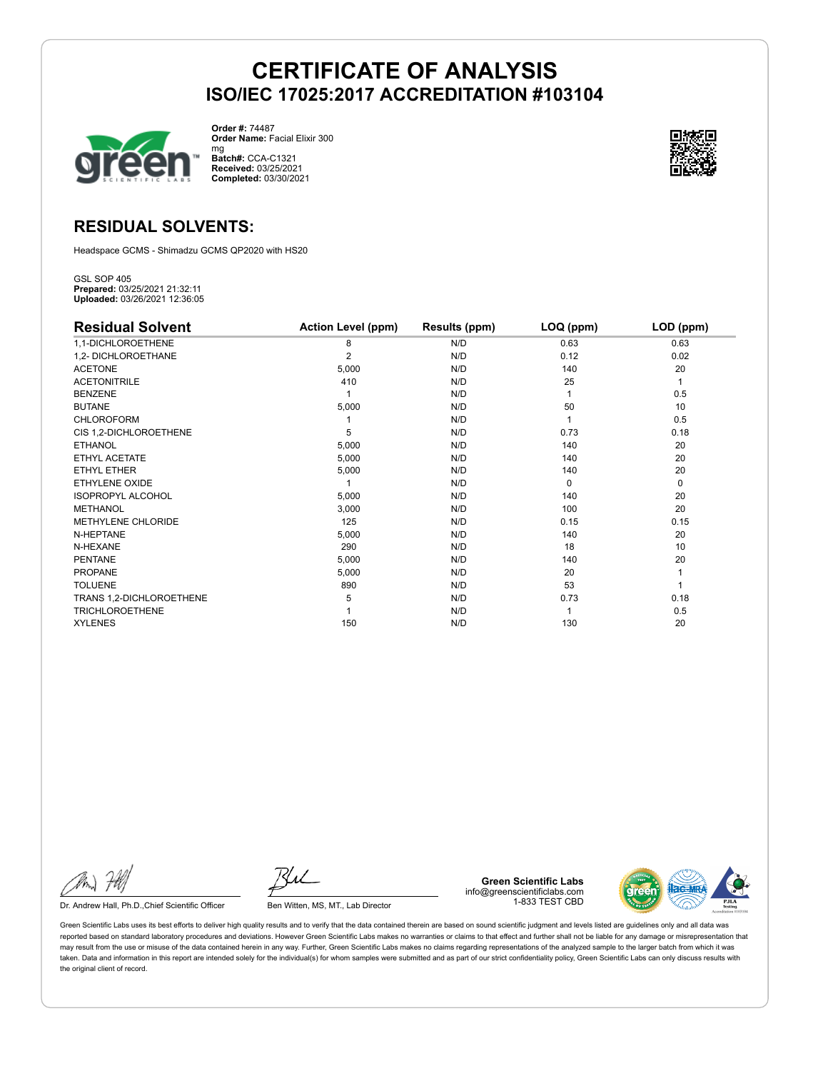# CERTIFICATE OF ANALYSIS
## ISO/IEC 17025:2017 ACCREDITATION #103104

**Order #:** 74487
**Order Name:** Facial Elixir 300 mg
**Batch#:** CCA-C1321
**Received:** 03/25/2021
**Completed:** 03/30/2021

## RESIDUAL SOLVENTS:

Headspace GCMS - Shimadzu GCMS QP2020 with HS20

GSL SOP 405
**Prepared:** 03/25/2021 21:32:11
**Uploaded:** 03/26/2021 12:36:05

| Residual Solvent | Action Level (ppm) | Results (ppm) | LOQ (ppm) | LOD (ppm) |
|---|---|---|---|---|
| 1,1-DICHLOROETHENE | 8 | N/D | 0.63 | 0.63 |
| 1,2- DICHLOROETHANE | 2 | N/D | 0.12 | 0.02 |
| ACETONE | 5,000 | N/D | 140 | 20 |
| ACETONITRILE | 410 | N/D | 25 | 1 |
| BENZENE | 1 | N/D | 1 | 0.5 |
| BUTANE | 5,000 | N/D | 50 | 10 |
| CHLOROFORM | 1 | N/D | 1 | 0.5 |
| CIS 1,2-DICHLOROETHENE | 5 | N/D | 0.73 | 0.18 |
| ETHANOL | 5,000 | N/D | 140 | 20 |
| ETHYL ACETATE | 5,000 | N/D | 140 | 20 |
| ETHYL ETHER | 5,000 | N/D | 140 | 20 |
| ETHYLENE OXIDE | 1 | N/D | 0 | 0 |
| ISOPROPYL ALCOHOL | 5,000 | N/D | 140 | 20 |
| METHANOL | 3,000 | N/D | 100 | 20 |
| METHYLENE CHLORIDE | 125 | N/D | 0.15 | 0.15 |
| N-HEPTANE | 5,000 | N/D | 140 | 20 |
| N-HEXANE | 290 | N/D | 18 | 10 |
| PENTANE | 5,000 | N/D | 140 | 20 |
| PROPANE | 5,000 | N/D | 20 | 1 |
| TOLUENE | 890 | N/D | 53 | 1 |
| TRANS 1,2-DICHLOROETHENE | 5 | N/D | 0.73 | 0.18 |
| TRICHLOROETHENE | 1 | N/D | 1 | 0.5 |
| XYLENES | 150 | N/D | 130 | 20 |

Dr. Andrew Hall, Ph.D.,Chief Scientific Officer

Ben Witten, MS, MT., Lab Director

**Green Scientific Labs**
info@greenscientificlabs.com
1-833 TEST CBD

Green Scientific Labs uses its best efforts to deliver high quality results and to verify that the data contained therein are based on sound scientific judgment and levels listed are guidelines only and all data was reported based on standard laboratory procedures and deviations. However Green Scientific Labs makes no warranties or claims to that effect and further shall not be liable for any damage or misrepresentation that may result from the use or misuse of the data contained herein in any way. Further, Green Scientific Labs makes no claims regarding representations of the analyzed sample to the larger batch from which it was taken. Data and information in this report are intended solely for the individual(s) for whom samples were submitted and as part of our strict confidentiality policy, Green Scientific Labs can only discuss results with the original client of record.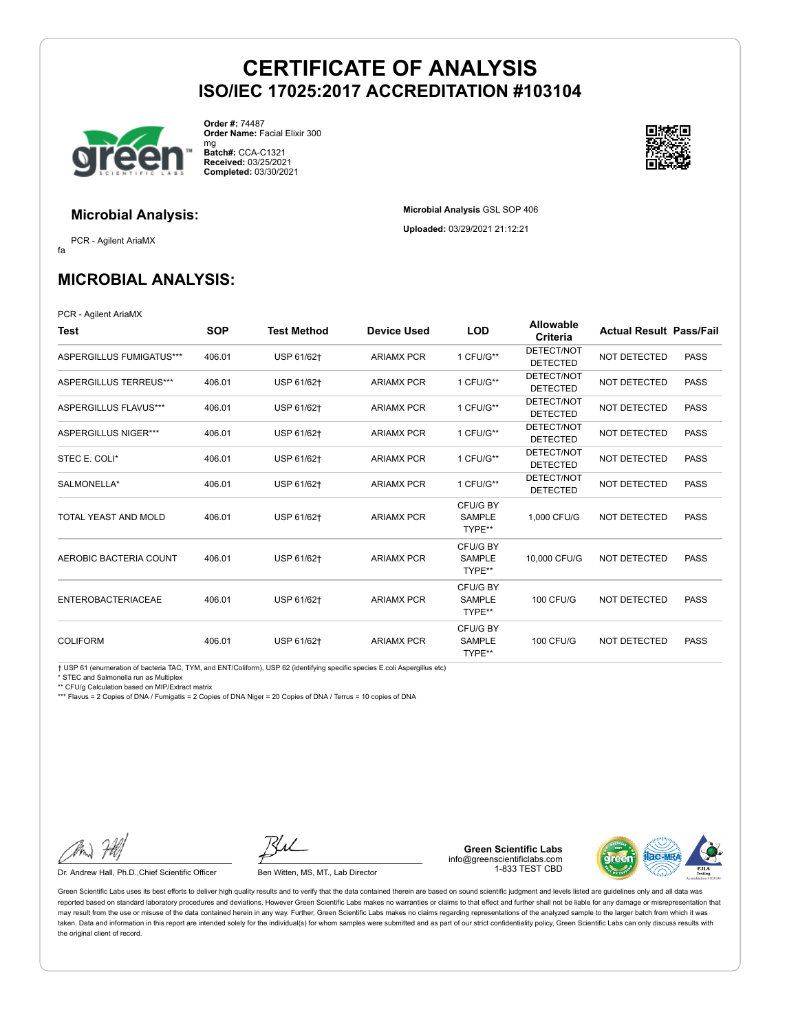# CERTIFICATE OF ANALYSIS
## ISO/IEC 17025:2017 ACCREDITATION #103104

**Order #:** 74487
**Order Name:** Facial Elixir 300 mg
**Batch#:** CCA-C1321
**Received:** 03/25/2021
**Completed:** 03/30/2021

### Microbial Analysis:

PCR - Agilent AriaMX
fa

**Microbial Analysis** GSL SOP 406

**Uploaded:** 03/29/2021 21:12:21

## MICROBIAL ANALYSIS:

PCR - Agilent AriaMX

| Test | SOP | Test Method | Device Used | LOD | Allowable Criteria | Actual Result | Pass/Fail |
|---|---|---|---|---|---|---|---|
| ASPERGILLUS FUMIGATUS*** | 406.01 | USP 61/62† | ARIAMX PCR | 1 CFU/G** | DETECT/NOT DETECTED | NOT DETECTED | PASS |
| ASPERGILLUS TERREUS*** | 406.01 | USP 61/62† | ARIAMX PCR | 1 CFU/G** | DETECT/NOT DETECTED | NOT DETECTED | PASS |
| ASPERGILLUS FLAVUS*** | 406.01 | USP 61/62† | ARIAMX PCR | 1 CFU/G** | DETECT/NOT DETECTED | NOT DETECTED | PASS |
| ASPERGILLUS NIGER*** | 406.01 | USP 61/62† | ARIAMX PCR | 1 CFU/G** | DETECT/NOT DETECTED | NOT DETECTED | PASS |
| STEC E. COLI* | 406.01 | USP 61/62† | ARIAMX PCR | 1 CFU/G** | DETECT/NOT DETECTED | NOT DETECTED | PASS |
| SALMONELLA* | 406.01 | USP 61/62† | ARIAMX PCR | 1 CFU/G** | DETECT/NOT DETECTED | NOT DETECTED | PASS |
| TOTAL YEAST AND MOLD | 406.01 | USP 61/62† | ARIAMX PCR | CFU/G BY SAMPLE TYPE** | 1,000 CFU/G | NOT DETECTED | PASS |
| AEROBIC BACTERIA COUNT | 406.01 | USP 61/62† | ARIAMX PCR | CFU/G BY SAMPLE TYPE** | 10,000 CFU/G | NOT DETECTED | PASS |
| ENTEROBACTERIACEAE | 406.01 | USP 61/62† | ARIAMX PCR | CFU/G BY SAMPLE TYPE** | 100 CFU/G | NOT DETECTED | PASS |
| COLIFORM | 406.01 | USP 61/62† | ARIAMX PCR | CFU/G BY SAMPLE TYPE** | 100 CFU/G | NOT DETECTED | PASS |

† USP 61 (enumeration of bacteria TAC, TYM, and ENT/Coliform), USP 62 (identifying specific species E.coli Aspergillus etc)
* STEC and Salmonella run as Multiplex
** CFU/g Calculation based on MIP/Extract matrix
*** Flavus = 2 Copies of DNA / Fumigatis = 2 Copies of DNA Niger = 20 Copies of DNA / Terrus = 10 copies of DNA

Dr. Andrew Hall, Ph.D.,Chief Scientific Officer

Ben Witten, MS, MT., Lab Director

**Green Scientific Labs**
info@greenscientificlabs.com
1-833 TEST CBD

Green Scientific Labs uses its best efforts to deliver high quality results and to verify that the data contained therein are based on sound scientific judgment and levels listed are guidelines only and all data was reported based on standard laboratory procedures and deviations. However Green Scientific Labs makes no warranties or claims to that effect and further shall not be liable for any damage or misrepresentation that may result from the use or misuse of the data contained herein in any way. Further, Green Scientific Labs makes no claims regarding representations of the analyzed sample to the larger batch from which it was taken. Data and information in this report are intended solely for the individual(s) for whom samples were submitted and as part of our strict confidentiality policy, Green Scientific Labs can only discuss results with the original client of record.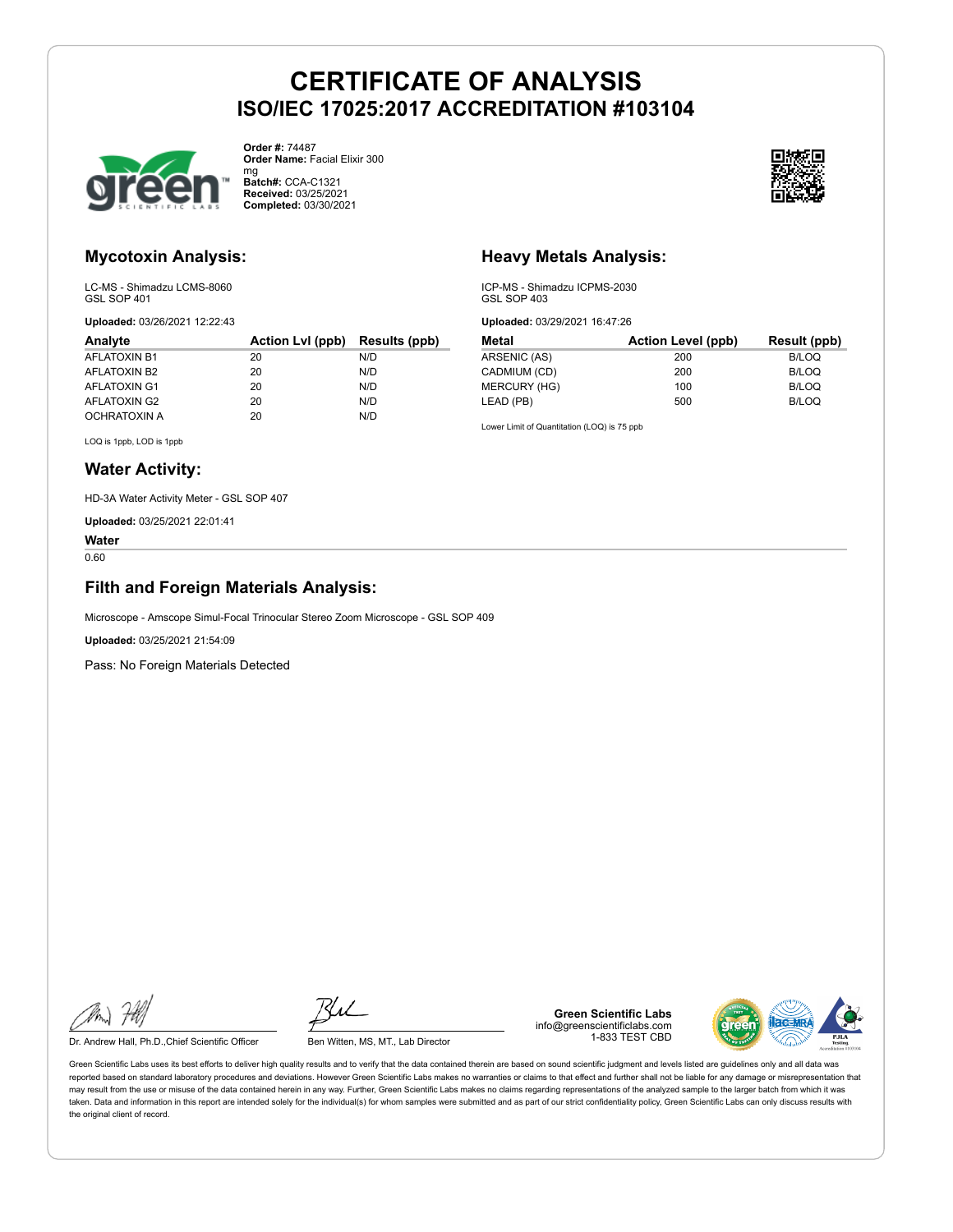# CERTIFICATE OF ANALYSIS
## ISO/IEC 17025:2017 ACCREDITATION #103104

**Order #:** 74487
**Order Name:** Facial Elixir 300 mg
**Batch#:** CCA-C1321
**Received:** 03/25/2021
**Completed:** 03/30/2021

### Mycotoxin Analysis:

LC-MS - Shimadzu LCMS-8060
GSL SOP 401

**Uploaded:** 03/26/2021 12:22:43

| Analyte | Action Lvl (ppb) | Results (ppb) |
|---|---|---|
| AFLATOXIN B1 | 20 | N/D |
| AFLATOXIN B2 | 20 | N/D |
| AFLATOXIN G1 | 20 | N/D |
| AFLATOXIN G2 | 20 | N/D |
| OCHRATOXIN A | 20 | N/D |

LOQ is 1ppb, LOD is 1ppb

### Heavy Metals Analysis:

ICP-MS - Shimadzu ICPMS-2030
GSL SOP 403

**Uploaded:** 03/29/2021 16:47:26

| Metal | Action Level (ppb) | Result (ppb) |
|---|---|---|
| ARSENIC (AS) | 200 | B/LOQ |
| CADMIUM (CD) | 200 | B/LOQ |
| MERCURY (HG) | 100 | B/LOQ |
| LEAD (PB) | 500 | B/LOQ |

Lower Limit of Quantitation (LOQ) is 75 ppb

### Water Activity:

HD-3A Water Activity Meter - GSL SOP 407

**Uploaded:** 03/25/2021 22:01:41

| Water |
|---|
| 0.60 |

### Filth and Foreign Materials Analysis:

Microscope - Amscope Simul-Focal Trinocular Stereo Zoom Microscope - GSL SOP 409

**Uploaded:** 03/25/2021 21:54:09

Pass: No Foreign Materials Detected

Dr. Andrew Hall, Ph.D.,Chief Scientific Officer

Ben Witten, MS, MT., Lab Director

**Green Scientific Labs**
info@greenscientificlabs.com
1-833 TEST CBD

Green Scientific Labs uses its best efforts to deliver high quality results and to verify that the data contained therein are based on sound scientific judgment and levels listed are guidelines only and all data was reported based on standard laboratory procedures and deviations. However Green Scientific Labs makes no warranties or claims to that effect and further shall not be liable for any damage or misrepresentation that may result from the use or misuse of the data contained herein in any way. Further, Green Scientific Labs makes no claims regarding representations of the analyzed sample to the larger batch from which it was taken. Data and information in this report are intended solely for the individual(s) for whom samples were submitted and as part of our strict confidentiality policy, Green Scientific Labs can only discuss results with the original client of record.